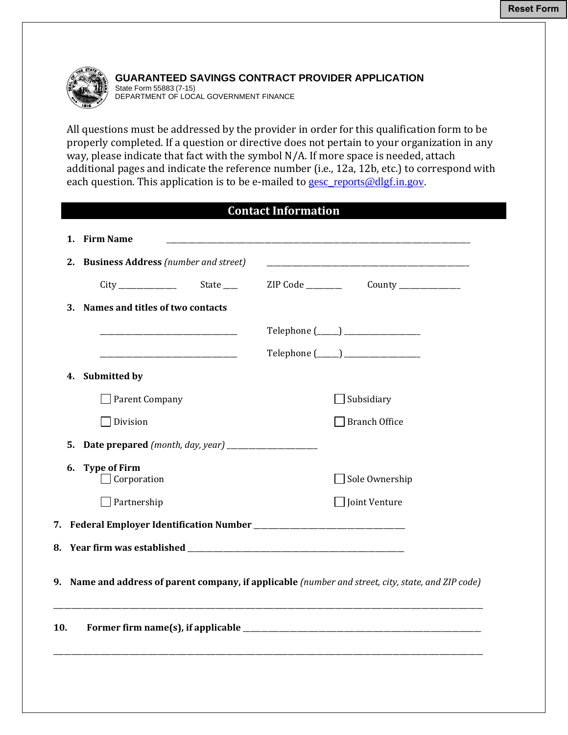Reset Form

# GUARANTEED SAVINGS CONTRACT PROVIDER APPLICATION

State Form 55883 (7-15)
DEPARTMENT OF LOCAL GOVERNMENT FINANCE

All questions must be addressed by the provider in order for this qualification form to be properly completed. If a question or directive does not pertain to your organization in any way, please indicate that fact with the symbol N/A. If more space is needed, attach additional pages and indicate the reference number (i.e., 12a, 12b, etc.) to correspond with each question. This application is to be e-mailed to gesc_reports@dlgf.in.gov.

## Contact Information

1. **Firm Name** ______________________________________________________________

2. **Business Address** *(number and street)* ________________________________________

   City _____________ State ___ ZIP Code ________ County ______________

3. **Names and titles of two contacts**

   _________________________________ Telephone (_____) ________________

   _________________________________ Telephone (_____) ________________

4. **Submitted by**

   ☐ Parent Company ☐ Subsidiary

   ☐ Division ☐ Branch Office

5. **Date prepared** *(month, day, year)* _____________________

6. **Type of Firm**

   ☐ Corporation ☐ Sole Ownership

   ☐ Partnership ☐ Joint Venture

7. **Federal Employer Identification Number** ___________________________________

8. **Year firm was established** ___________________________________________________

9. **Name and address of parent company, if applicable** *(number and street, city, state, and ZIP code)*

   ________________________________________________________________________________

10. **Former firm name(s), if applicable** _______________________________________________

    ________________________________________________________________________________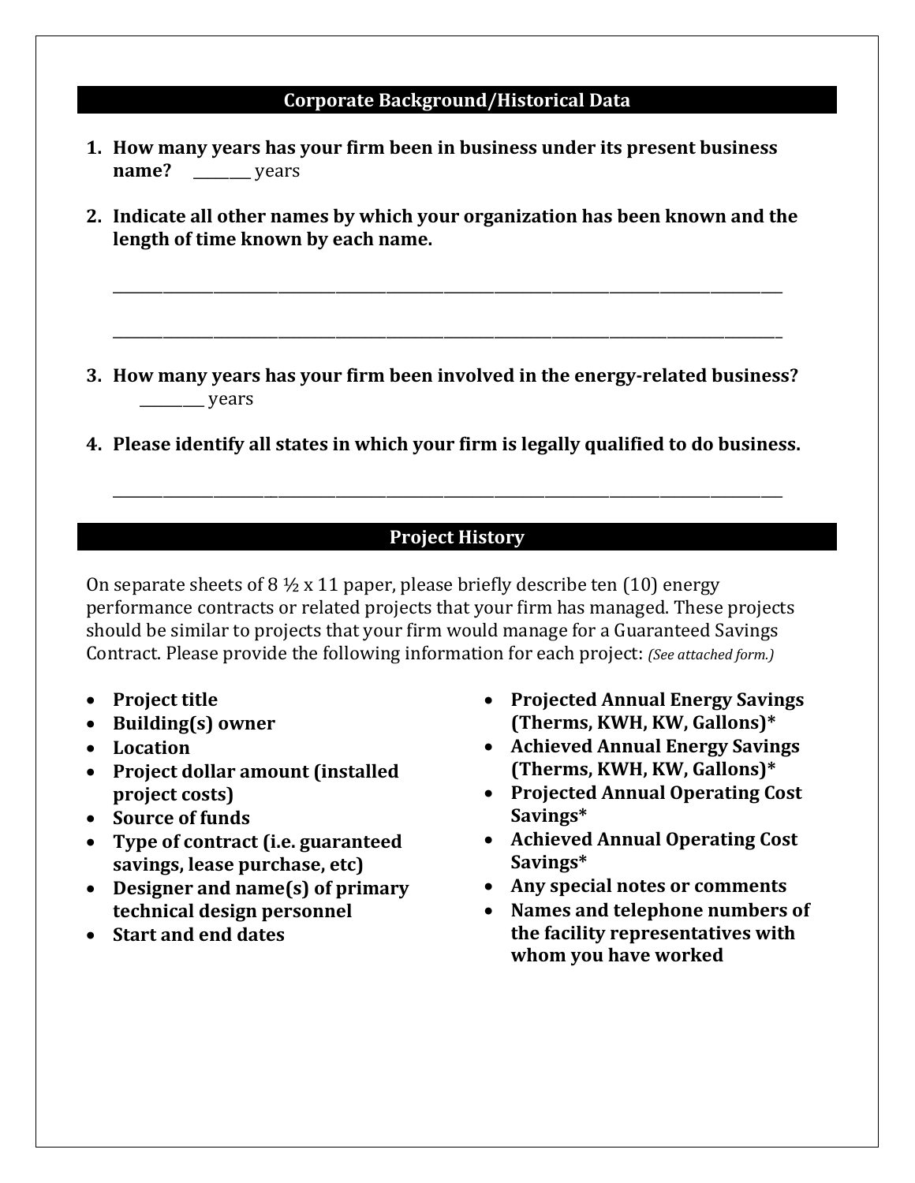## Corporate Background/Historical Data

1. **How many years has your firm been in business under its present business name?** ________ years

2. **Indicate all other names by which your organization has been known and the length of time known by each name.**

   ________________________________________________________________________________________________

   ________________________________________________________________________________________________

3. **How many years has your firm been involved in the energy-related business?** ________ years

4. **Please identify all states in which your firm is legally qualified to do business.**

   ________________________________________________________________________________________________

## Project History

On separate sheets of 8 ½ x 11 paper, please briefly describe ten (10) energy performance contracts or related projects that your firm has managed. These projects should be similar to projects that your firm would manage for a Guaranteed Savings Contract. Please provide the following information for each project: *(See attached form.)*

- **Project title**
- **Building(s) owner**
- **Location**
- **Project dollar amount (installed project costs)**
- **Source of funds**
- **Type of contract (i.e. guaranteed savings, lease purchase, etc)**
- **Designer and name(s) of primary technical design personnel**
- **Start and end dates**
- **Projected Annual Energy Savings (Therms, KWH, KW, Gallons)***
- **Achieved Annual Energy Savings (Therms, KWH, KW, Gallons)***
- **Projected Annual Operating Cost Savings***
- **Achieved Annual Operating Cost Savings***
- **Any special notes or comments**
- **Names and telephone numbers of the facility representatives with whom you have worked**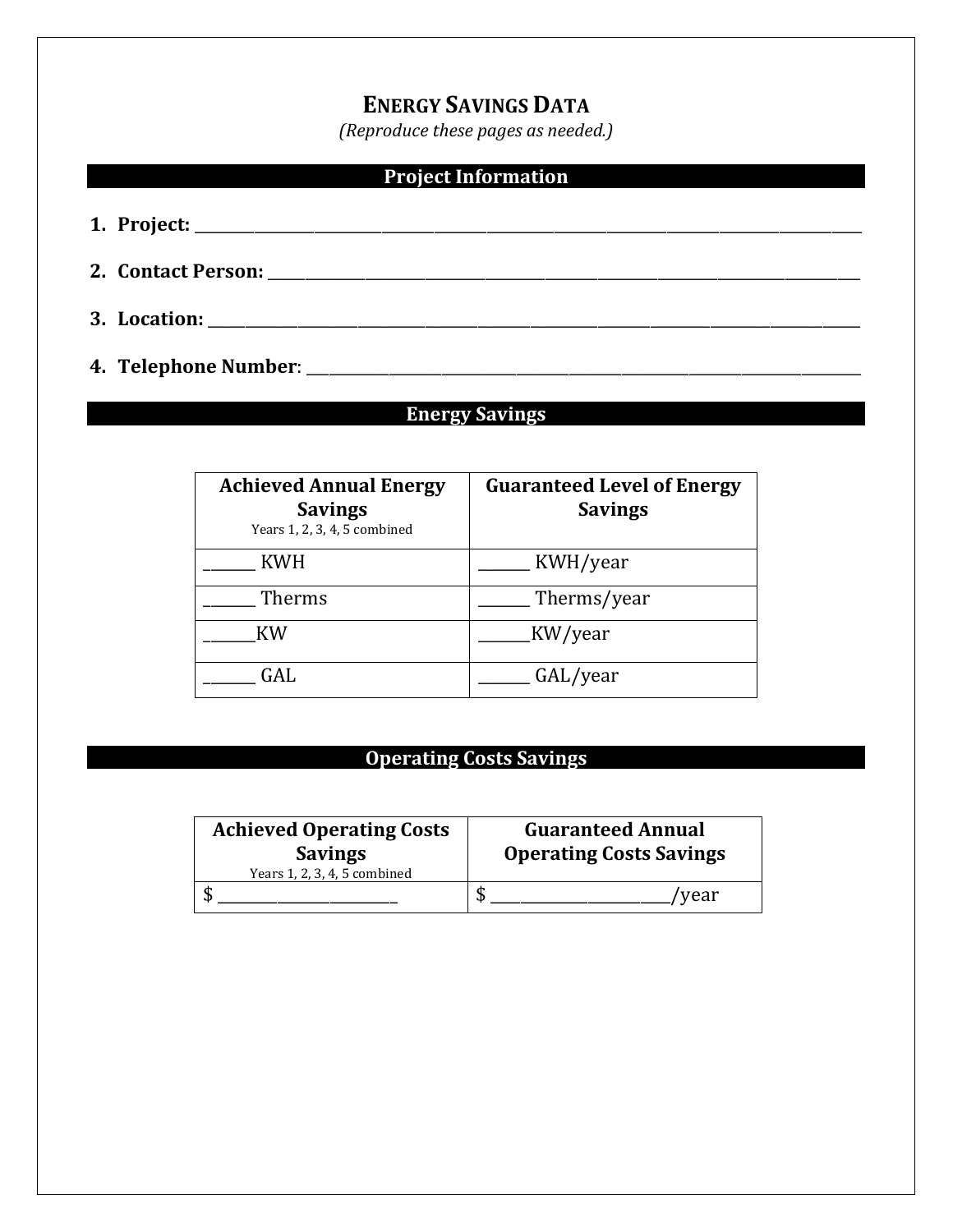# ENERGY SAVINGS DATA

*(Reproduce these pages as needed.)*

## Project Information

1. **Project:** ______________________________________________________________________________

2. **Contact Person:** ________________________________________________________________________

3. **Location:** _____________________________________________________________________________

4. **Telephone Number**: _____________________________________________________________________

## Energy Savings

| **Achieved Annual Energy Savings** Years 1, 2, 3, 4, 5 combined | **Guaranteed Level of Energy Savings** |
|---|---|
| _______ KWH | _______ KWH/year |
| _______ Therms | _______ Therms/year |
| _______KW | _______KW/year |
| _______ GAL | _______ GAL/year |

## Operating Costs Savings

| **Achieved Operating Costs Savings** Years 1, 2, 3, 4, 5 combined | **Guaranteed Annual Operating Costs Savings** |
|---|---|
| $ ________________________ | $ _______________________/year |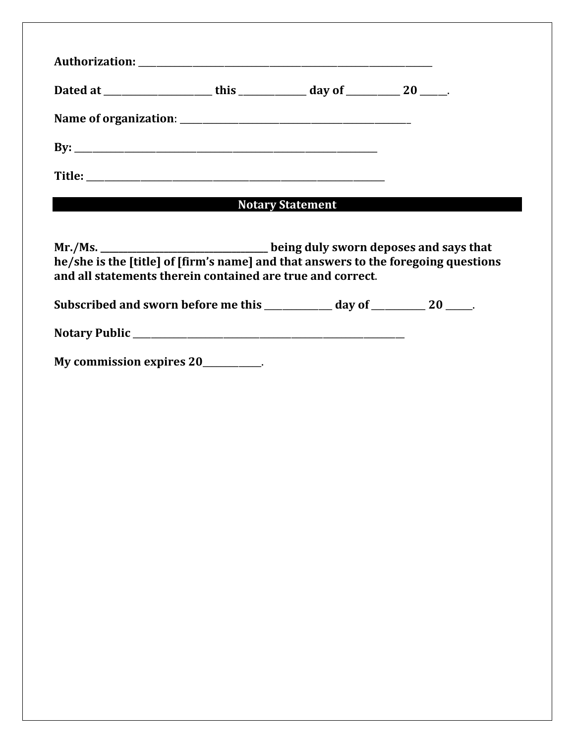**Authorization: ________________________________________________________________**

**Dated at ______________________ this ______________ day of ___________ 20 _____.**

**Name of organization**: _________________________________________________

**By: ______________________________________________________________**

**Title: ______________________________________________________________**

## Notary Statement

**Mr./Ms. __________________________________ being duly sworn deposes and says that he/she is the [title] of [firm's name] and that answers to the foregoing questions and all statements therein contained are true and correct**.

**Subscribed and sworn before me this ______________ day of ___________ 20 _____.**

**Notary Public ___________________________________________________________**

**My commission expires 20____________.**